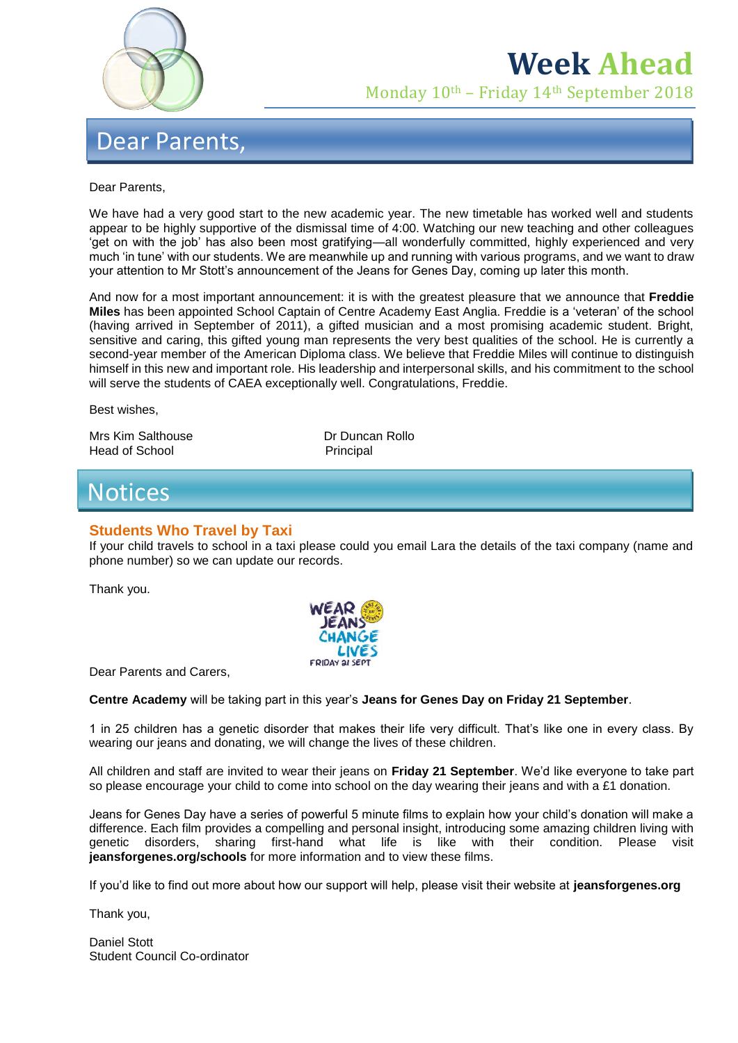# Week Ahead

Monday 10th – Friday 14th September 2018

## Dear Parents,

Dear Parents,

We have had a very good start to the new academic year. The new timetable has worked well and students appear to be highly supportive of the dismissal time of 4:00. Watching our new teaching and other colleagues 'get on with the job' has also been most gratifying—all wonderfully committed, highly experienced and very much 'in tune' with our students. We are meanwhile up and running with various programs, and we want to draw your attention to Mr Stott's announcement of the Jeans for Genes Day, coming up later this month.

And now for a most important announcement: it is with the greatest pleasure that we announce that **Freddie Miles** has been appointed School Captain of Centre Academy East Anglia. Freddie is a 'veteran' of the school (having arrived in September of 2011), a gifted musician and a most promising academic student. Bright, sensitive and caring, this gifted young man represents the very best qualities of the school. He is currently a second-year member of the American Diploma class. We believe that Freddie Miles will continue to distinguish himself in this new and important role. His leadership and interpersonal skills, and his commitment to the school will serve the students of CAEA exceptionally well. Congratulations, Freddie.

Best wishes,

Mrs Kim Salthouse
Head of School

Dr Duncan Rollo
Principal

## Notices

### Students Who Travel by Taxi

If your child travels to school in a taxi please could you email Lara the details of the taxi company (name and phone number) so we can update our records.

Thank you.

WEAR JEANS CHANGE LIVES
FRIDAY 21 SEPT

Dear Parents and Carers,

**Centre Academy** will be taking part in this year's **Jeans for Genes Day on Friday 21 September**.

1 in 25 children has a genetic disorder that makes their life very difficult. That's like one in every class. By wearing our jeans and donating, we will change the lives of these children.

All children and staff are invited to wear their jeans on **Friday 21 September**. We'd like everyone to take part so please encourage your child to come into school on the day wearing their jeans and with a £1 donation.

Jeans for Genes Day have a series of powerful 5 minute films to explain how your child's donation will make a difference. Each film provides a compelling and personal insight, introducing some amazing children living with genetic disorders, sharing first-hand what life is like with their condition. Please visit **jeansforgenes.org/schools** for more information and to view these films.

If you'd like to find out more about how our support will help, please visit their website at **jeansforgenes.org**

Thank you,

Daniel Stott
Student Council Co-ordinator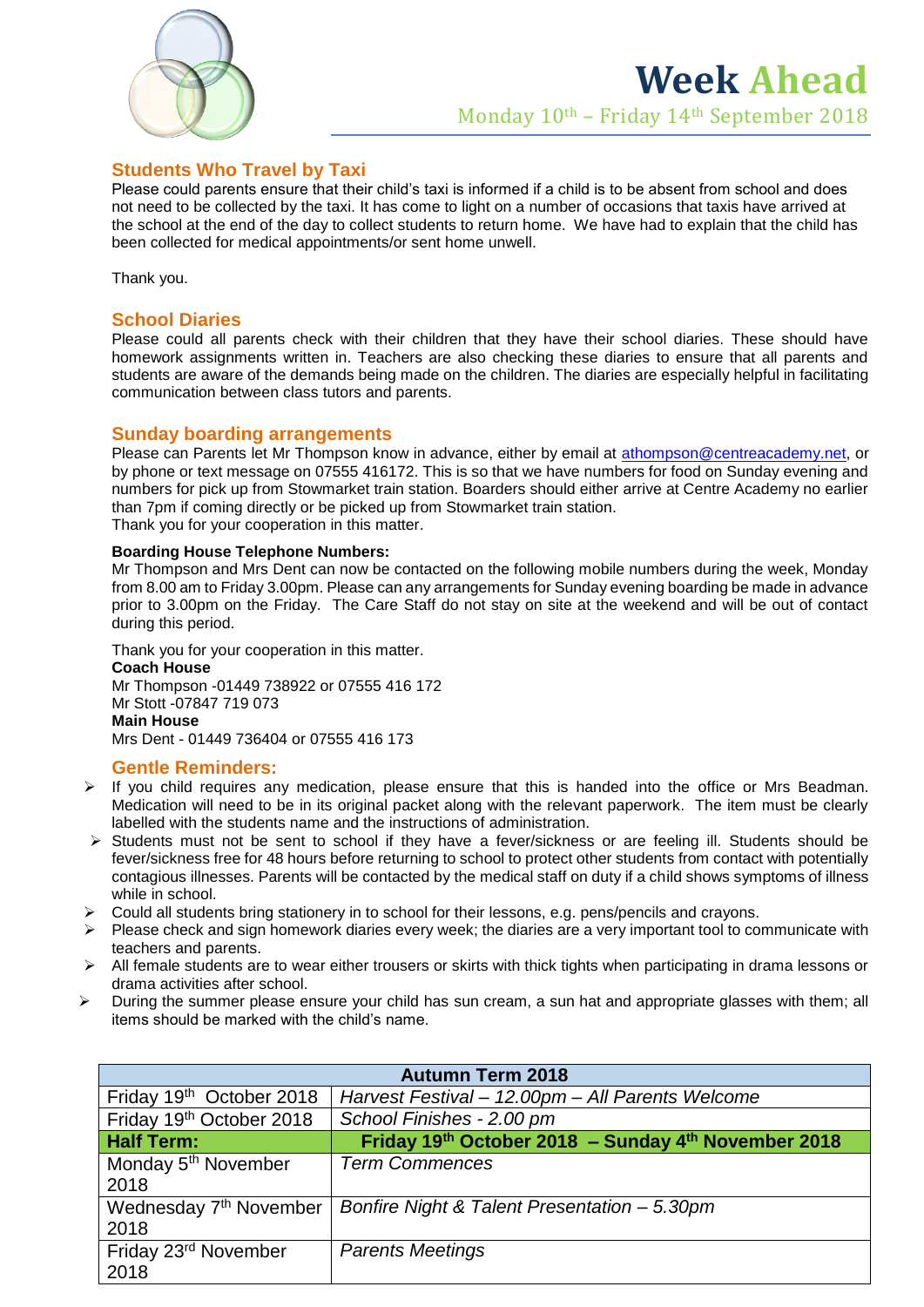# Week Ahead

Monday 10th – Friday 14th September 2018

## Students Who Travel by Taxi

Please could parents ensure that their child's taxi is informed if a child is to be absent from school and does not need to be collected by the taxi. It has come to light on a number of occasions that taxis have arrived at the school at the end of the day to collect students to return home. We have had to explain that the child has been collected for medical appointments/or sent home unwell.

Thank you.

## School Diaries

Please could all parents check with their children that they have their school diaries. These should have homework assignments written in. Teachers are also checking these diaries to ensure that all parents and students are aware of the demands being made on the children. The diaries are especially helpful in facilitating communication between class tutors and parents.

## Sunday boarding arrangements

Please can Parents let Mr Thompson know in advance, either by email at athompson@centreacademy.net, or by phone or text message on 07555 416172. This is so that we have numbers for food on Sunday evening and numbers for pick up from Stowmarket train station. Boarders should either arrive at Centre Academy no earlier than 7pm if coming directly or be picked up from Stowmarket train station.
Thank you for your cooperation in this matter.

**Boarding House Telephone Numbers:**

Mr Thompson and Mrs Dent can now be contacted on the following mobile numbers during the week, Monday from 8.00 am to Friday 3.00pm. Please can any arrangements for Sunday evening boarding be made in advance prior to 3.00pm on the Friday. The Care Staff do not stay on site at the weekend and will be out of contact during this period.

Thank you for your cooperation in this matter.

**Coach House**

Mr Thompson -01449 738922 or 07555 416 172
Mr Stott -07847 719 073

**Main House**

Mrs Dent - 01449 736404 or 07555 416 173

## Gentle Reminders:

- If you child requires any medication, please ensure that this is handed into the office or Mrs Beadman. Medication will need to be in its original packet along with the relevant paperwork. The item must be clearly labelled with the students name and the instructions of administration.
- Students must not be sent to school if they have a fever/sickness or are feeling ill. Students should be fever/sickness free for 48 hours before returning to school to protect other students from contact with potentially contagious illnesses. Parents will be contacted by the medical staff on duty if a child shows symptoms of illness while in school.
- Could all students bring stationery in to school for their lessons, e.g. pens/pencils and crayons.
- Please check and sign homework diaries every week; the diaries are a very important tool to communicate with teachers and parents.
- All female students are to wear either trousers or skirts with thick tights when participating in drama lessons or drama activities after school.
- During the summer please ensure your child has sun cream, a sun hat and appropriate glasses with them; all items should be marked with the child's name.

| Autumn Term 2018 | |
|---|---|
| Friday 19th October 2018 | *Harvest Festival – 12.00pm – All Parents Welcome* |
| Friday 19th October 2018 | *School Finishes - 2.00 pm* |
| **Half Term:** | **Friday 19th October 2018 – Sunday 4th November 2018** |
| Monday 5th November 2018 | *Term Commences* |
| Wednesday 7th November 2018 | *Bonfire Night & Talent Presentation – 5.30pm* |
| Friday 23rd November 2018 | *Parents Meetings* |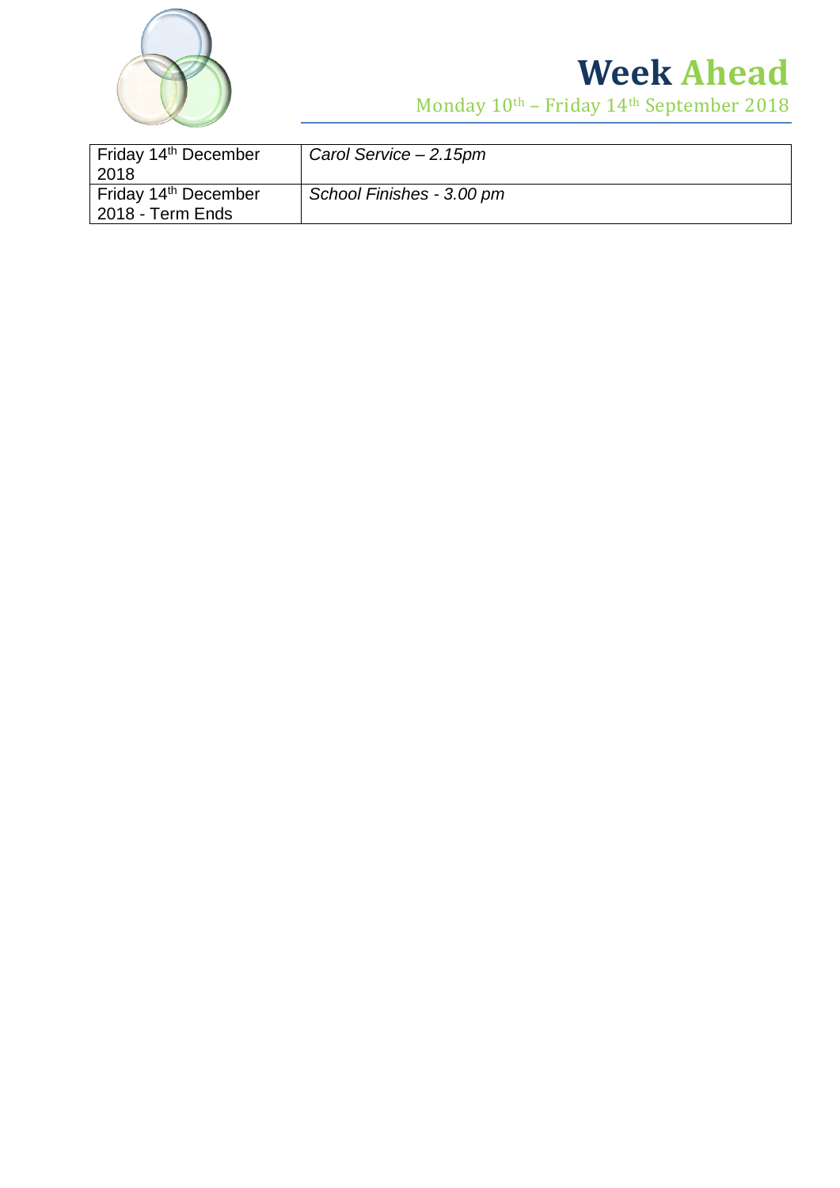| | |
|---|---|
| Friday 14th December 2018 | *Carol Service – 2.15pm* |
| Friday 14th December 2018 - Term Ends | *School Finishes - 3.00 pm* |